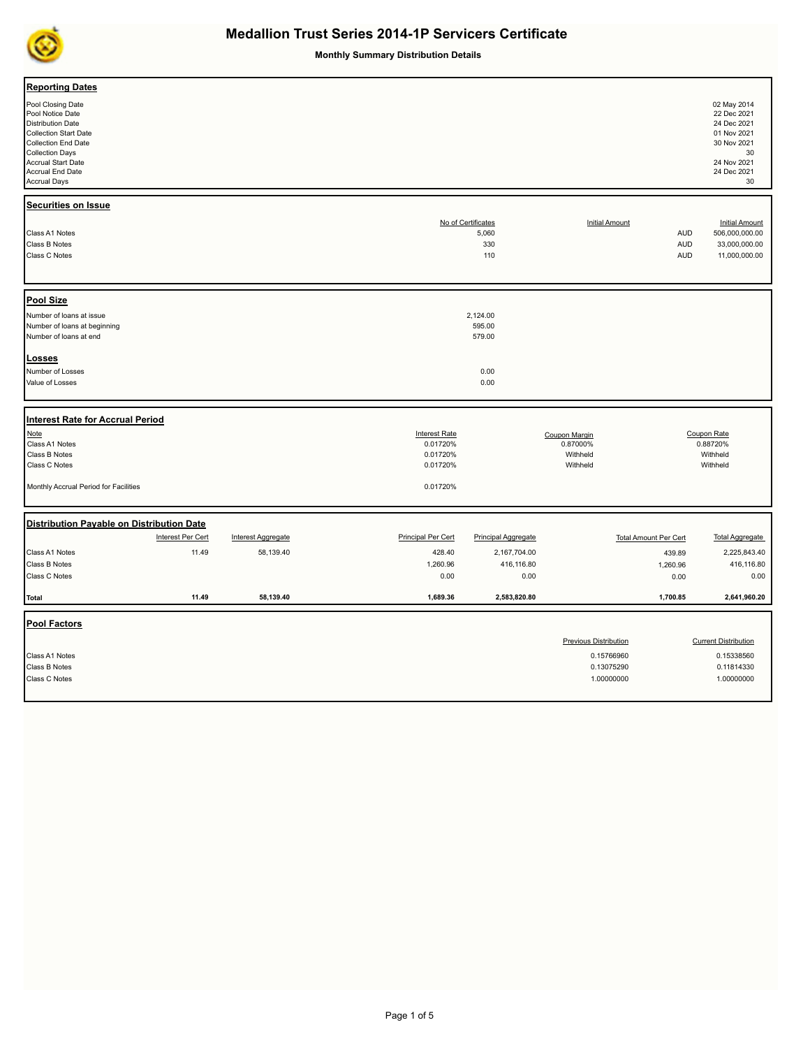# Medallion Trust Series 2014-1P Servicers Certificate

### Monthly Summary Distribution Details

## Reporting Dates

| | |
|---|---|
| Pool Closing Date | 02 May 2014 |
| Pool Notice Date | 22 Dec 2021 |
| Distribution Date | 24 Dec 2021 |
| Collection Start Date | 01 Nov 2021 |
| Collection End Date | 30 Nov 2021 |
| Collection Days | 30 |
| Accrual Start Date | 24 Nov 2021 |
| Accrual End Date | 24 Dec 2021 |
| Accrual Days | 30 |

## Securities on Issue

| | No of Certificates | Initial Amount | Initial Amount |
|---|---|---|---|
| Class A1 Notes | 5,060 | AUD | 506,000,000.00 |
| Class B Notes | 330 | AUD | 33,000,000.00 |
| Class C Notes | 110 | AUD | 11,000,000.00 |

## Pool Size

| | |
|---|---|
| Number of loans at issue | 2,124.00 |
| Number of loans at beginning | 595.00 |
| Number of loans at end | 579.00 |

## Losses

| | |
|---|---|
| Number of Losses | 0.00 |
| Value of Losses | 0.00 |

## Interest Rate for Accrual Period

| Note | Interest Rate | Coupon Margin | Coupon Rate |
|---|---|---|---|
| Class A1 Notes | 0.01720% | 0.87000% | 0.88720% |
| Class B Notes | 0.01720% | Withheld | Withheld |
| Class C Notes | 0.01720% | Withheld | Withheld |
| Monthly Accrual Period for Facilities | 0.01720% | | |

## Distribution Payable on Distribution Date

| | Interest Per Cert | Interest Aggregate | Principal Per Cert | Principal Aggregate | Total Amount Per Cert | Total Aggregate |
|---|---|---|---|---|---|---|
| Class A1 Notes | 11.49 | 58,139.40 | 428.40 | 2,167,704.00 | 439.89 | 2,225,843.40 |
| Class B Notes | | | 1,260.96 | 416,116.80 | 1,260.96 | 416,116.80 |
| Class C Notes | | | 0.00 | 0.00 | 0.00 | 0.00 |
| **Total** | **11.49** | **58,139.40** | **1,689.36** | **2,583,820.80** | **1,700.85** | **2,641,960.20** |

## Pool Factors

| | Previous Distribution | Current Distribution |
|---|---|---|
| Class A1 Notes | 0.15766960 | 0.15338560 |
| Class B Notes | 0.13075290 | 0.11814330 |
| Class C Notes | 1.00000000 | 1.00000000 |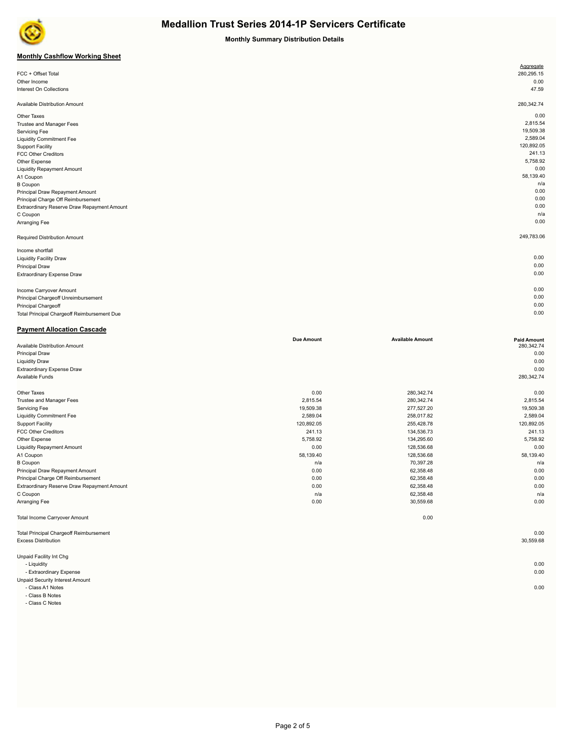# Medallion Trust Series 2014-1P Servicers Certificate

**Monthly Summary Distribution Details**

## Monthly Cashflow Working Sheet

| | Aggregate |
|---|---|
| FCC + Offset Total | 280,295.15 |
| Other Income | 0.00 |
| Interest On Collections | 47.59 |
| | |
| Available Distribution Amount | 280,342.74 |
| | |
| Other Taxes | 0.00 |
| Trustee and Manager Fees | 2,815.54 |
| Servicing Fee | 19,509.38 |
| Liquidity Commitment Fee | 2,589.04 |
| Support Facility | 120,892.05 |
| FCC Other Creditors | 241.13 |
| Other Expense | 5,758.92 |
| Liquidity Repayment Amount | 0.00 |
| A1 Coupon | 58,139.40 |
| B Coupon | n/a |
| Principal Draw Repayment Amount | 0.00 |
| Principal Charge Off Reimbursement | 0.00 |
| Extraordinary Reserve Draw Repayment Amount | 0.00 |
| C Coupon | n/a |
| Arranging Fee | 0.00 |
| | |
| Required Distribution Amount | 249,783.06 |
| | |
| Income shortfall | |
| Liquidity Facility Draw | 0.00 |
| Principal Draw | 0.00 |
| Extraordinary Expense Draw | 0.00 |
| | |
| Income Carryover Amount | 0.00 |
| Principal Chargeoff Unreimbursement | 0.00 |
| Principal Chargeoff | 0.00 |
| Total Principal Chargeoff Reimbursement Due | 0.00 |

## Payment Allocation Cascade

| | Due Amount | Available Amount | Paid Amount |
|---|---|---|---|
| Available Distribution Amount | | | 280,342.74 |
| Principal Draw | | | 0.00 |
| Liquidity Draw | | | 0.00 |
| Extraordinary Expense Draw | | | 0.00 |
| Available Funds | | | 280,342.74 |
| | | | |
| Other Taxes | 0.00 | 280,342.74 | 0.00 |
| Trustee and Manager Fees | 2,815.54 | 280,342.74 | 2,815.54 |
| Servicing Fee | 19,509.38 | 277,527.20 | 19,509.38 |
| Liquidity Commitment Fee | 2,589.04 | 258,017.82 | 2,589.04 |
| Support Facility | 120,892.05 | 255,428.78 | 120,892.05 |
| FCC Other Creditors | 241.13 | 134,536.73 | 241.13 |
| Other Expense | 5,758.92 | 134,295.60 | 5,758.92 |
| Liquidity Repayment Amount | 0.00 | 128,536.68 | 0.00 |
| A1 Coupon | 58,139.40 | 128,536.68 | 58,139.40 |
| B Coupon | n/a | 70,397.28 | n/a |
| Principal Draw Repayment Amount | 0.00 | 62,358.48 | 0.00 |
| Principal Charge Off Reimbursement | 0.00 | 62,358.48 | 0.00 |
| Extraordinary Reserve Draw Repayment Amount | 0.00 | 62,358.48 | 0.00 |
| C Coupon | n/a | 62,358.48 | n/a |
| Arranging Fee | 0.00 | 30,559.68 | 0.00 |
| | | | |
| Total Income Carryover Amount | | 0.00 | |
| | | | |
| Total Principal Chargeoff Reimbursement | | | 0.00 |
| Excess Distribution | | | 30,559.68 |
| | | | |
| Unpaid Facility Int Chg | | | |
| - Liquidity | | | 0.00 |
| - Extraordinary Expense | | | 0.00 |
| Unpaid Security Interest Amount | | | |
| - Class A1 Notes | | | 0.00 |
| - Class B Notes | | | |
| - Class C Notes | | | |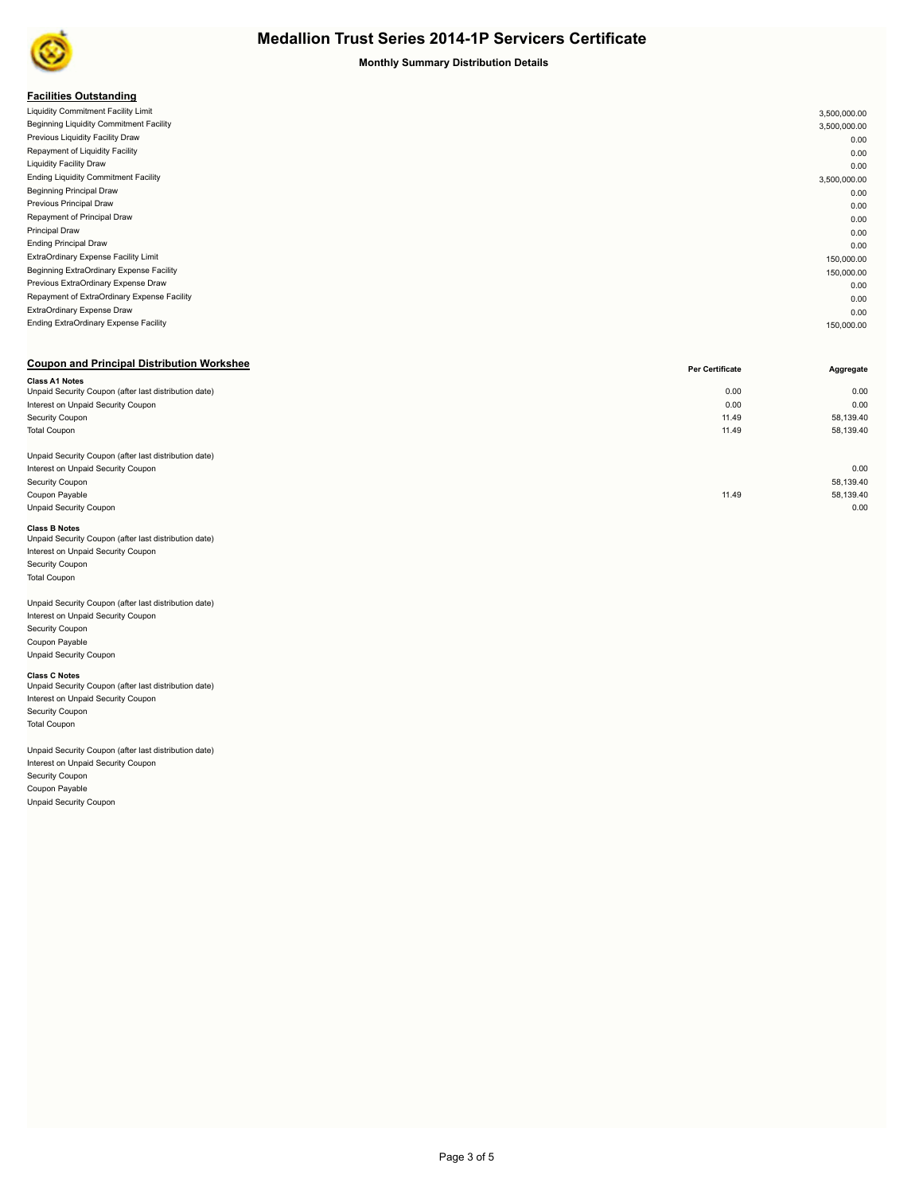# Medallion Trust Series 2014-1P Servicers Certificate

**Monthly Summary Distribution Details**

## Facilities Outstanding

| | |
|---|---|
| Liquidity Commitment Facility Limit | 3,500,000.00 |
| Beginning Liquidity Commitment Facility | 3,500,000.00 |
| Previous Liquidity Facility Draw | 0.00 |
| Repayment of Liquidity Facility | 0.00 |
| Liquidity Facility Draw | 0.00 |
| Ending Liquidity Commitment Facility | 3,500,000.00 |
| Beginning Principal Draw | 0.00 |
| Previous Principal Draw | 0.00 |
| Repayment of Principal Draw | 0.00 |
| Principal Draw | 0.00 |
| Ending Principal Draw | 0.00 |
| ExtraOrdinary Expense Facility Limit | 150,000.00 |
| Beginning ExtraOrdinary Expense Facility | 150,000.00 |
| Previous ExtraOrdinary Expense Draw | 0.00 |
| Repayment of ExtraOrdinary Expense Facility | 0.00 |
| ExtraOrdinary Expense Draw | 0.00 |
| Ending ExtraOrdinary Expense Facility | 150,000.00 |

## Coupon and Principal Distribution Workshee

| | Per Certificate | Aggregate |
|---|---|---|
| **Class A1 Notes** | | |
| Unpaid Security Coupon (after last distribution date) | 0.00 | 0.00 |
| Interest on Unpaid Security Coupon | 0.00 | 0.00 |
| Security Coupon | 11.49 | 58,139.40 |
| Total Coupon | 11.49 | 58,139.40 |
| | | |
| Unpaid Security Coupon (after last distribution date) | | |
| Interest on Unpaid Security Coupon | | 0.00 |
| Security Coupon | | 58,139.40 |
| Coupon Payable | 11.49 | 58,139.40 |
| Unpaid Security Coupon | | 0.00 |
| **Class B Notes** | | |
| Unpaid Security Coupon (after last distribution date) | | |
| Interest on Unpaid Security Coupon | | |
| Security Coupon | | |
| Total Coupon | | |
| | | |
| Unpaid Security Coupon (after last distribution date) | | |
| Interest on Unpaid Security Coupon | | |
| Security Coupon | | |
| Coupon Payable | | |
| Unpaid Security Coupon | | |
| **Class C Notes** | | |
| Unpaid Security Coupon (after last distribution date) | | |
| Interest on Unpaid Security Coupon | | |
| Security Coupon | | |
| Total Coupon | | |
| | | |
| Unpaid Security Coupon (after last distribution date) | | |
| Interest on Unpaid Security Coupon | | |
| Security Coupon | | |
| Coupon Payable | | |
| Unpaid Security Coupon | | |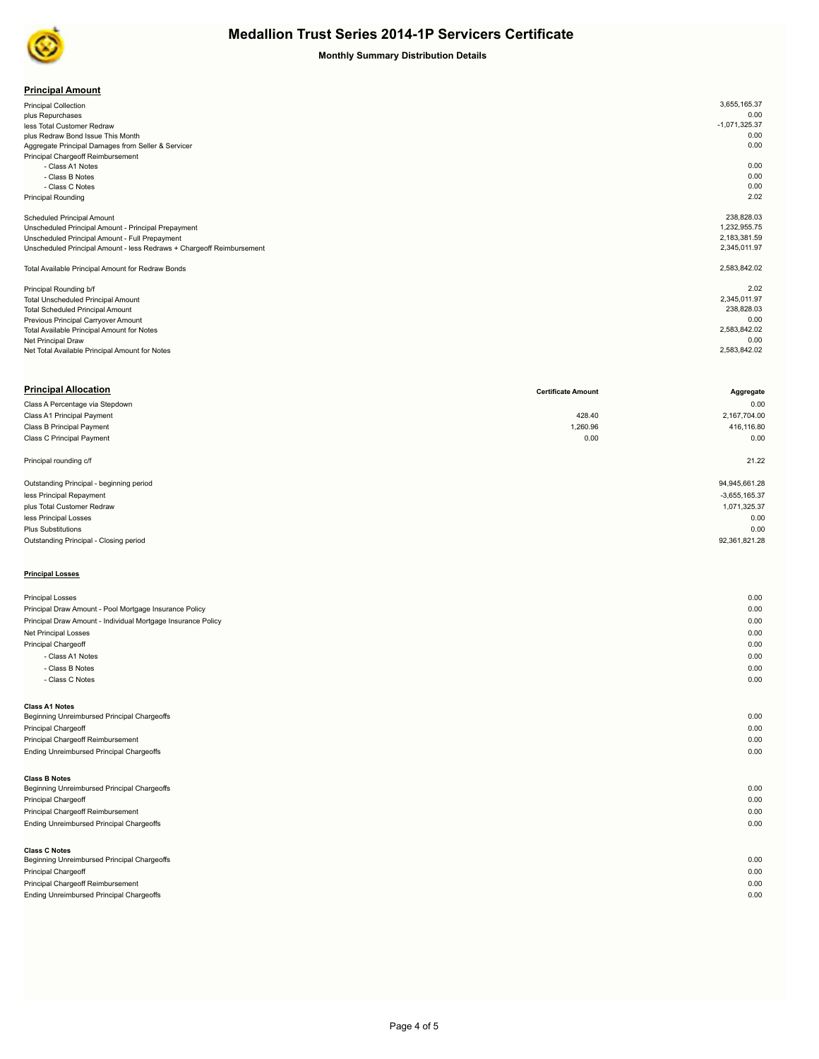# Medallion Trust Series 2014-1P Servicers Certificate

## Monthly Summary Distribution Details

### Principal Amount

| | |
|---|---|
| Principal Collection | 3,655,165.37 |
| plus Repurchases | 0.00 |
| less Total Customer Redraw | -1,071,325.37 |
| plus Redraw Bond Issue This Month | 0.00 |
| Aggregate Principal Damages from Seller & Servicer | 0.00 |
| Principal Chargeoff Reimbursement | |
| - Class A1 Notes | 0.00 |
| - Class B Notes | 0.00 |
| - Class C Notes | 0.00 |
| Principal Rounding | 2.02 |
| | |
| Scheduled Principal Amount | 238,828.03 |
| Unscheduled Principal Amount - Principal Prepayment | 1,232,955.75 |
| Unscheduled Principal Amount - Full Prepayment | 2,183,381.59 |
| Unscheduled Principal Amount - less Redraws + Chargeoff Reimbursement | 2,345,011.97 |
| | |
| Total Available Principal Amount for Redraw Bonds | 2,583,842.02 |
| | |
| Principal Rounding b/f | 2.02 |
| Total Unscheduled Principal Amount | 2,345,011.97 |
| Total Scheduled Principal Amount | 238,828.03 |
| Previous Principal Carryover Amount | 0.00 |
| Total Available Principal Amount for Notes | 2,583,842.02 |
| Net Principal Draw | 0.00 |
| Net Total Available Principal Amount for Notes | 2,583,842.02 |

### Principal Allocation

| | Certificate Amount | Aggregate |
|---|---|---|
| Class A Percentage via Stepdown | | 0.00 |
| Class A1 Principal Payment | 428.40 | 2,167,704.00 |
| Class B Principal Payment | 1,260.96 | 416,116.80 |
| Class C Principal Payment | 0.00 | 0.00 |
| | | |
| Principal rounding c/f | | 21.22 |
| | | |
| Outstanding Principal - beginning period | | 94,945,661.28 |
| less Principal Repayment | | -3,655,165.37 |
| plus Total Customer Redraw | | 1,071,325.37 |
| less Principal Losses | | 0.00 |
| Plus Substitutions | | 0.00 |
| Outstanding Principal - Closing period | | 92,361,821.28 |

### Principal Losses

| | |
|---|---|
| Principal Losses | 0.00 |
| Principal Draw Amount - Pool Mortgage Insurance Policy | 0.00 |
| Principal Draw Amount - Individual Mortgage Insurance Policy | 0.00 |
| Net Principal Losses | 0.00 |
| Principal Chargeoff | 0.00 |
| - Class A1 Notes | 0.00 |
| - Class B Notes | 0.00 |
| - Class C Notes | 0.00 |

**Class A1 Notes**

| | |
|---|---|
| Beginning Unreimbursed Principal Chargeoffs | 0.00 |
| Principal Chargeoff | 0.00 |
| Principal Chargeoff Reimbursement | 0.00 |
| Ending Unreimbursed Principal Chargeoffs | 0.00 |

**Class B Notes**

| | |
|---|---|
| Beginning Unreimbursed Principal Chargeoffs | 0.00 |
| Principal Chargeoff | 0.00 |
| Principal Chargeoff Reimbursement | 0.00 |
| Ending Unreimbursed Principal Chargeoffs | 0.00 |

**Class C Notes**

| | |
|---|---|
| Beginning Unreimbursed Principal Chargeoffs | 0.00 |
| Principal Chargeoff | 0.00 |
| Principal Chargeoff Reimbursement | 0.00 |
| Ending Unreimbursed Principal Chargeoffs | 0.00 |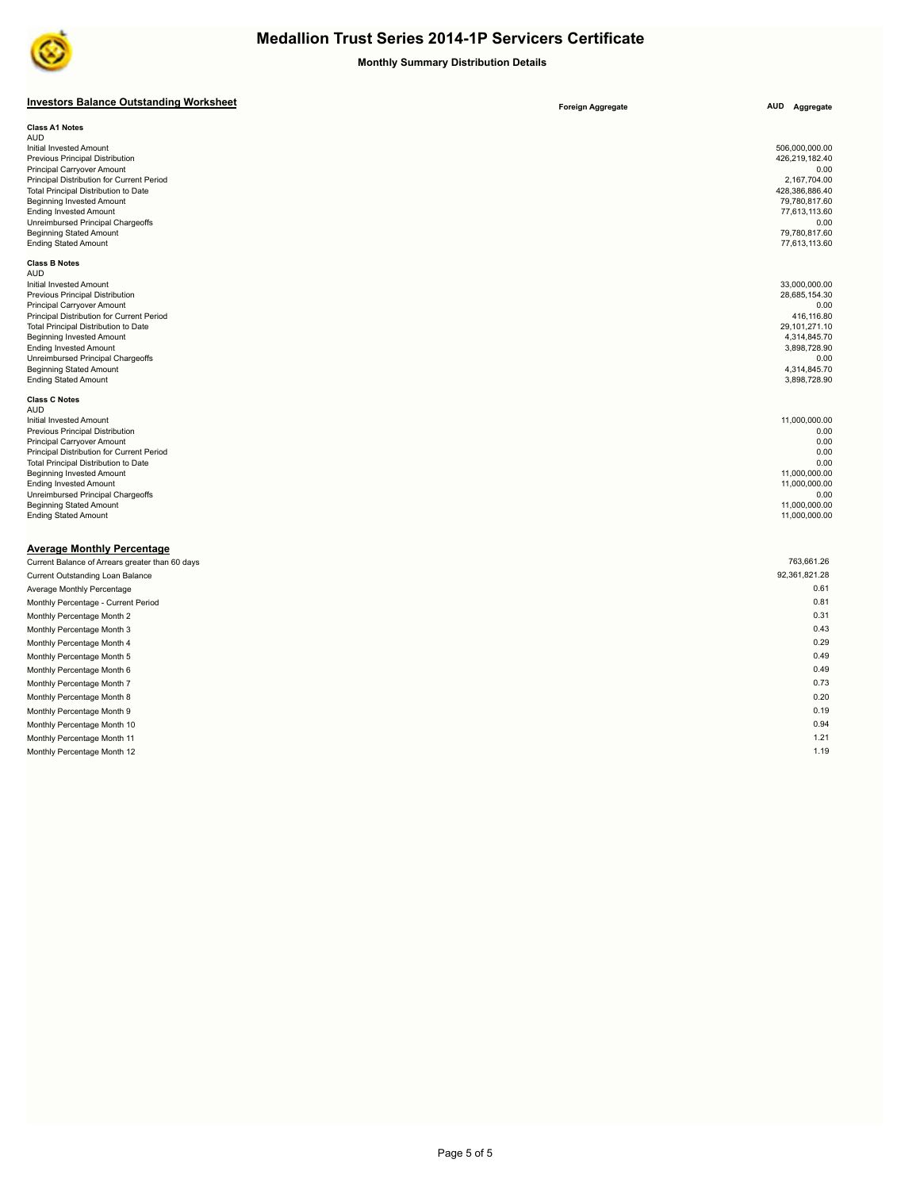# Medallion Trust Series 2014-1P Servicers Certificate

**Monthly Summary Distribution Details**

## Investors Balance Outstanding Worksheet

| | Foreign Aggregate | AUD Aggregate |
|---|---|---|
| **Class A1 Notes** | | |
| AUD | | |
| Initial Invested Amount | | 506,000,000.00 |
| Previous Principal Distribution | | 426,219,182.40 |
| Principal Carryover Amount | | 0.00 |
| Principal Distribution for Current Period | | 2,167,704.00 |
| Total Principal Distribution to Date | | 428,386,886.40 |
| Beginning Invested Amount | | 79,780,817.60 |
| Ending Invested Amount | | 77,613,113.60 |
| Unreimbursed Principal Chargeoffs | | 0.00 |
| Beginning Stated Amount | | 79,780,817.60 |
| Ending Stated Amount | | 77,613,113.60 |
| **Class B Notes** | | |
| AUD | | |
| Initial Invested Amount | | 33,000,000.00 |
| Previous Principal Distribution | | 28,685,154.30 |
| Principal Carryover Amount | | 0.00 |
| Principal Distribution for Current Period | | 416,116.80 |
| Total Principal Distribution to Date | | 29,101,271.10 |
| Beginning Invested Amount | | 4,314,845.70 |
| Ending Invested Amount | | 3,898,728.90 |
| Unreimbursed Principal Chargeoffs | | 0.00 |
| Beginning Stated Amount | | 4,314,845.70 |
| Ending Stated Amount | | 3,898,728.90 |
| **Class C Notes** | | |
| AUD | | |
| Initial Invested Amount | | 11,000,000.00 |
| Previous Principal Distribution | | 0.00 |
| Principal Carryover Amount | | 0.00 |
| Principal Distribution for Current Period | | 0.00 |
| Total Principal Distribution to Date | | 0.00 |
| Beginning Invested Amount | | 11,000,000.00 |
| Ending Invested Amount | | 11,000,000.00 |
| Unreimbursed Principal Chargeoffs | | 0.00 |
| Beginning Stated Amount | | 11,000,000.00 |
| Ending Stated Amount | | 11,000,000.00 |

## Average Monthly Percentage

| | |
|---|---|
| Current Balance of Arrears greater than 60 days | 763,661.26 |
| Current Outstanding Loan Balance | 92,361,821.28 |
| Average Monthly Percentage | 0.61 |
| Monthly Percentage - Current Period | 0.81 |
| Monthly Percentage Month 2 | 0.31 |
| Monthly Percentage Month 3 | 0.43 |
| Monthly Percentage Month 4 | 0.29 |
| Monthly Percentage Month 5 | 0.49 |
| Monthly Percentage Month 6 | 0.49 |
| Monthly Percentage Month 7 | 0.73 |
| Monthly Percentage Month 8 | 0.20 |
| Monthly Percentage Month 9 | 0.19 |
| Monthly Percentage Month 10 | 0.94 |
| Monthly Percentage Month 11 | 1.21 |
| Monthly Percentage Month 12 | 1.19 |